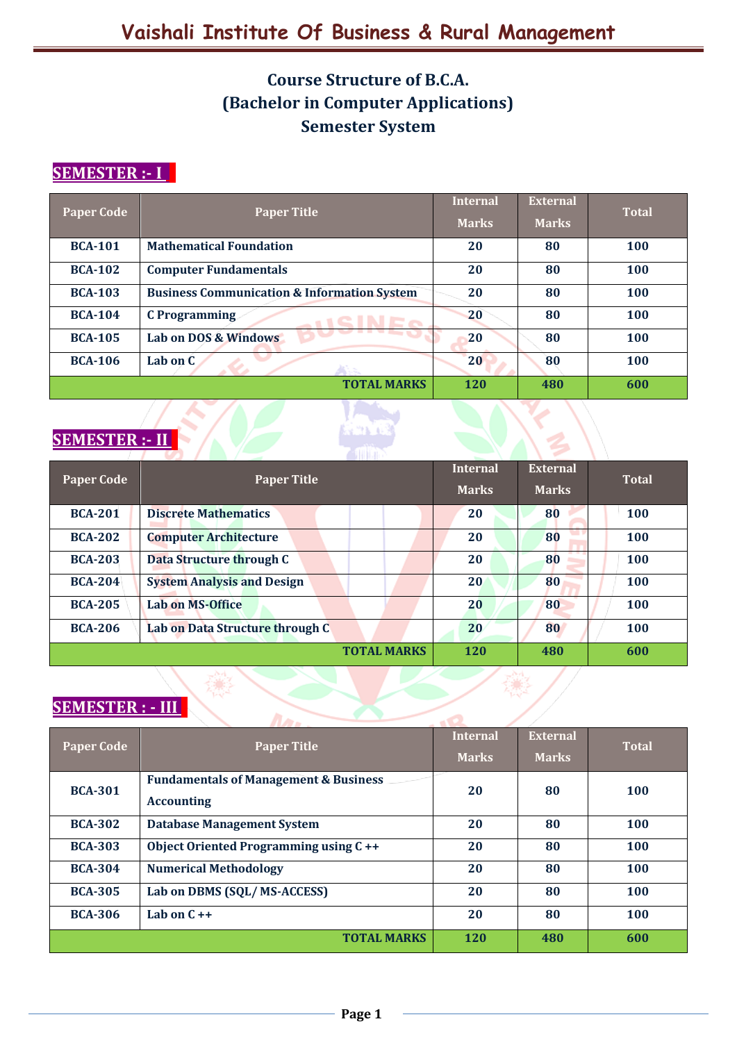# Vaishali Institute Of Business & Rural Management

## Course Structure of B.C.A.
## (Bachelor in Computer Applications)
## Semester System

### SEMESTER :- I

| Paper Code | Paper Title | Internal Marks | External Marks | Total |
|---|---|---|---|---|
| BCA-101 | Mathematical Foundation | 20 | 80 | 100 |
| BCA-102 | Computer Fundamentals | 20 | 80 | 100 |
| BCA-103 | Business Communication & Information System | 20 | 80 | 100 |
| BCA-104 | C Programming | 20 | 80 | 100 |
| BCA-105 | Lab on DOS & Windows | 20 | 80 | 100 |
| BCA-106 | Lab on C | 20 | 80 | 100 |
| | TOTAL MARKS | 120 | 480 | 600 |

### SEMESTER :- II

| Paper Code | Paper Title | Internal Marks | External Marks | Total |
|---|---|---|---|---|
| BCA-201 | Discrete Mathematics | 20 | 80 | 100 |
| BCA-202 | Computer Architecture | 20 | 80 | 100 |
| BCA-203 | Data Structure through C | 20 | 80 | 100 |
| BCA-204 | System Analysis and Design | 20 | 80 | 100 |
| BCA-205 | Lab on MS-Office | 20 | 80 | 100 |
| BCA-206 | Lab on Data Structure through C | 20 | 80 | 100 |
| | TOTAL MARKS | 120 | 480 | 600 |

### SEMESTER : - III

| Paper Code | Paper Title | Internal Marks | External Marks | Total |
|---|---|---|---|---|
| BCA-301 | Fundamentals of Management & Business Accounting | 20 | 80 | 100 |
| BCA-302 | Database Management System | 20 | 80 | 100 |
| BCA-303 | Object Oriented Programming using C ++ | 20 | 80 | 100 |
| BCA-304 | Numerical Methodology | 20 | 80 | 100 |
| BCA-305 | Lab on DBMS (SQL/ MS-ACCESS) | 20 | 80 | 100 |
| BCA-306 | Lab on C ++ | 20 | 80 | 100 |
| | TOTAL MARKS | 120 | 480 | 600 |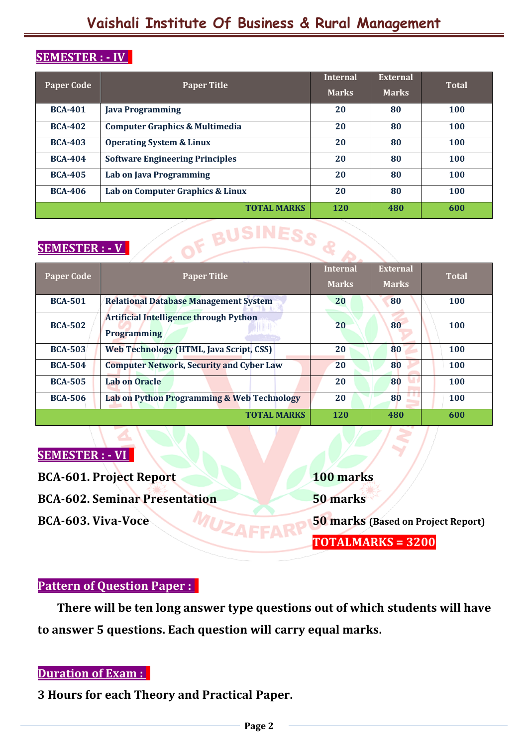## SEMESTER : - IV

| Paper Code | Paper Title | Internal Marks | External Marks | Total |
|---|---|---|---|---|
| BCA-401 | Java Programming | 20 | 80 | 100 |
| BCA-402 | Computer Graphics & Multimedia | 20 | 80 | 100 |
| BCA-403 | Operating System & Linux | 20 | 80 | 100 |
| BCA-404 | Software Engineering Principles | 20 | 80 | 100 |
| BCA-405 | Lab on Java Programming | 20 | 80 | 100 |
| BCA-406 | Lab on Computer Graphics & Linux | 20 | 80 | 100 |
| | **TOTAL MARKS** | **120** | **480** | **600** |

## SEMESTER : - V

| Paper Code | Paper Title | Internal Marks | External Marks | Total |
|---|---|---|---|---|
| BCA-501 | Relational Database Management System | 20 | 80 | 100 |
| BCA-502 | Artificial Intelligence through Python Programming | 20 | 80 | 100 |
| BCA-503 | Web Technology (HTML, Java Script, CSS) | 20 | 80 | 100 |
| BCA-504 | Computer Network, Security and Cyber Law | 20 | 80 | 100 |
| BCA-505 | Lab on Oracle | 20 | 80 | 100 |
| BCA-506 | Lab on Python Programming & Web Technology | 20 | 80 | 100 |
| | **TOTAL MARKS** | **120** | **480** | **600** |

## SEMESTER : - VI

**BCA-601. Project Report** — **100 marks**

**BCA-602. Seminar Presentation** — **50 marks**

**BCA-603. Viva-Voce** — **50 marks (Based on Project Report)**

**TOTALMARKS = 3200**

## Pattern of Question Paper :

**There will be ten long answer type questions out of which students will have to answer 5 questions. Each question will carry equal marks.**

## Duration of Exam :

**3 Hours for each Theory and Practical Paper.**